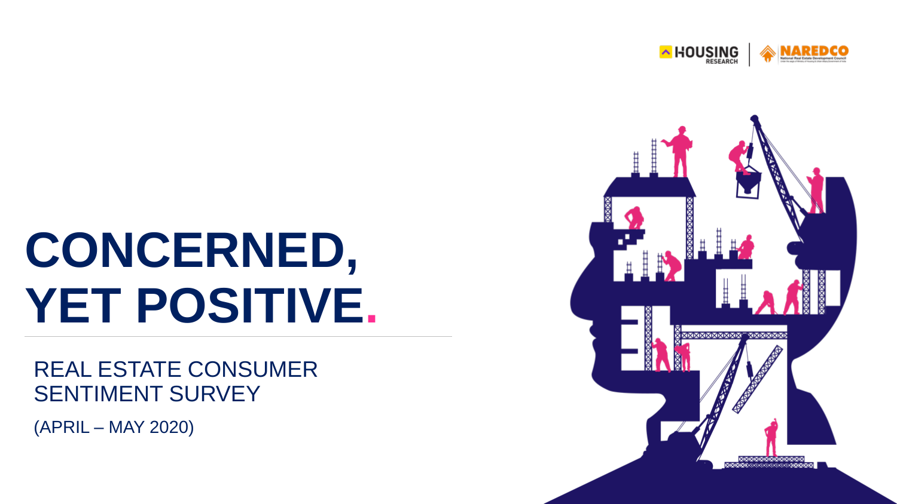HOUSING RESEARCH | NAREDCO

# CONCERNED, YET POSITIVE.

## REAL ESTATE CONSUMER SENTIMENT SURVEY

(APRIL – MAY 2020)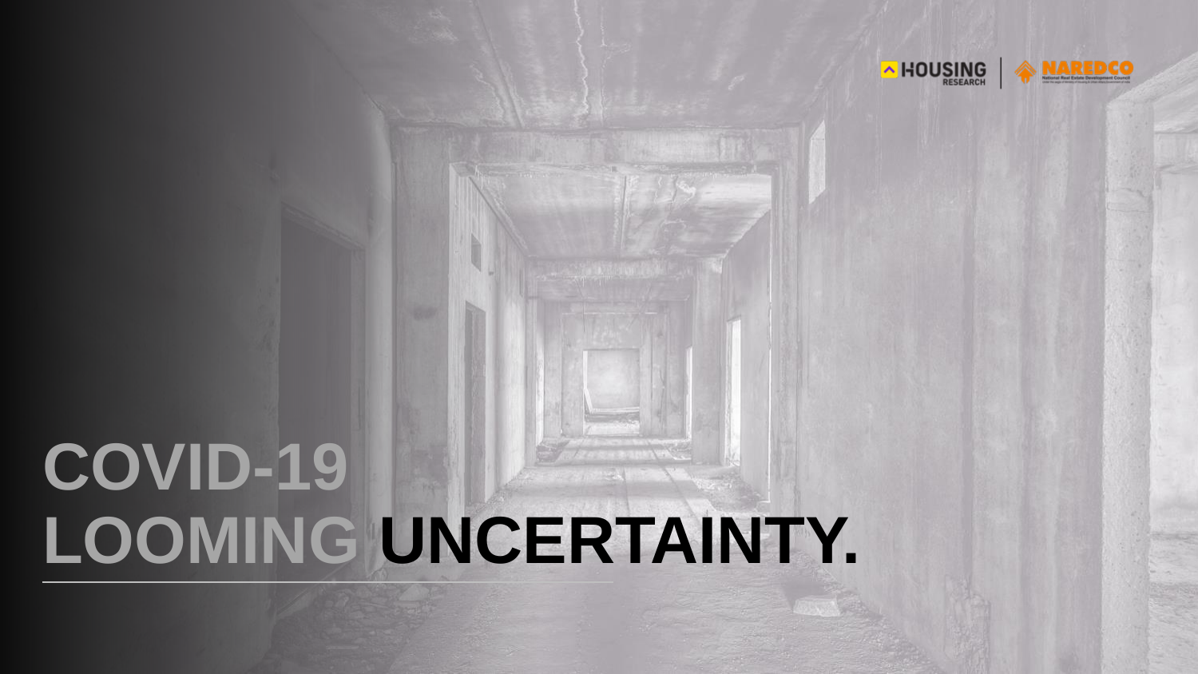# COVID-19 LOOMING UNCERTAINTY.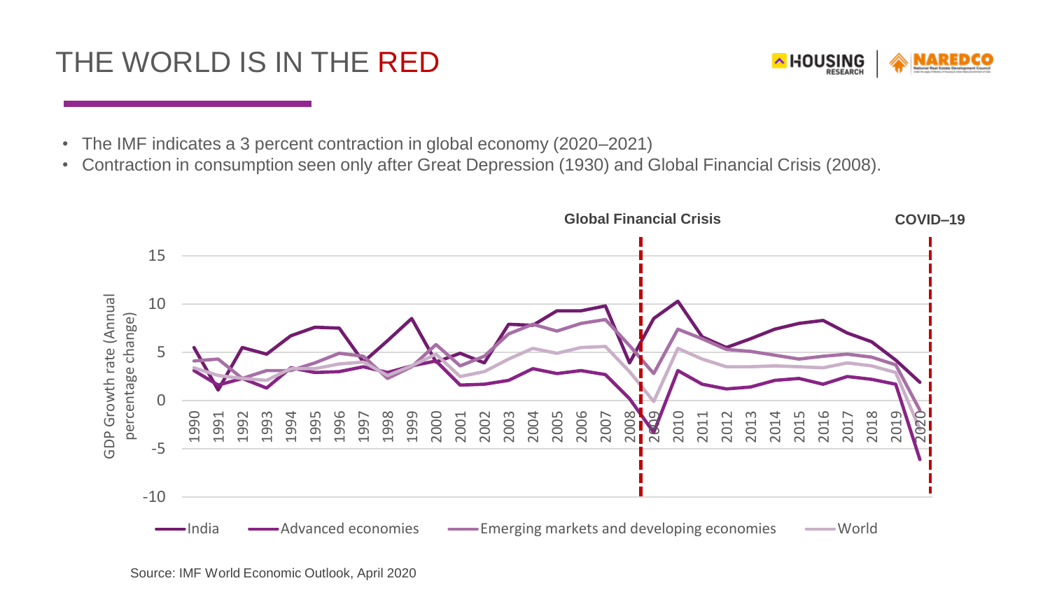# THE WORLD IS IN THE RED

- The IMF indicates a 3 percent contraction in global economy (2020–2021)
- Contraction in consumption seen only after Great Depression (1930) and Global Financial Crisis (2008).

Global Financial Crisis

COVID–19

GDP Growth rate (Annual percentage change)

India — Advanced economies — Emerging markets and developing economies — World

Source: IMF World Economic Outlook, April 2020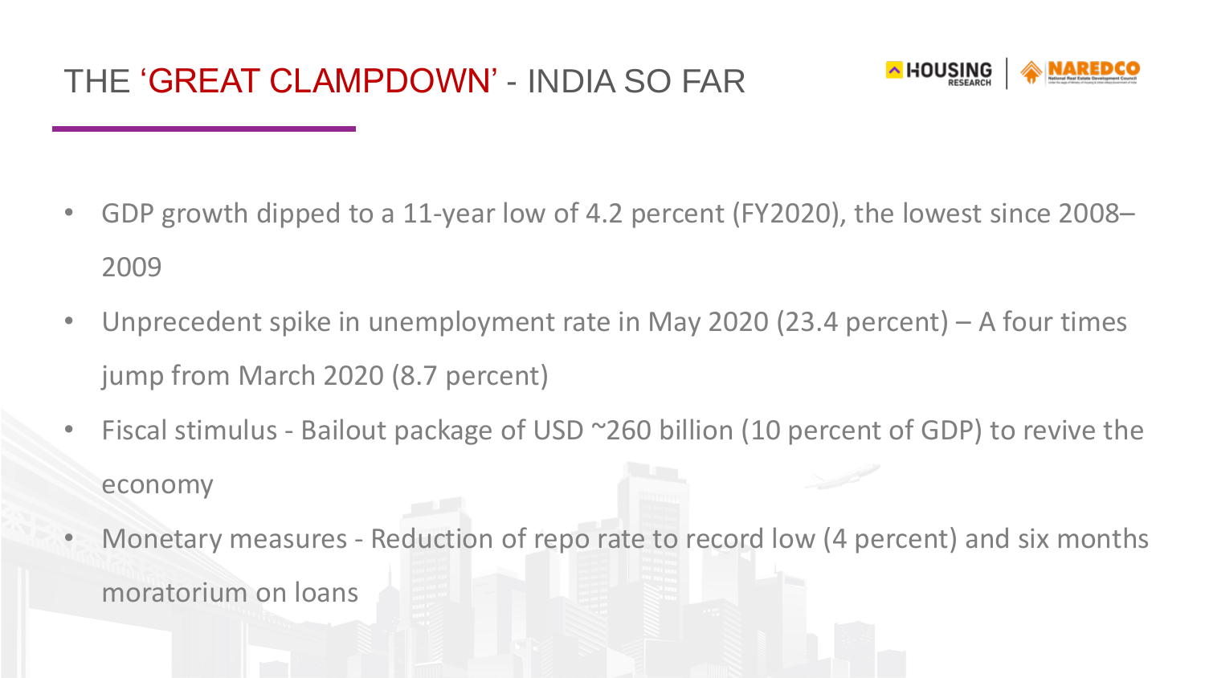# THE 'GREAT CLAMPDOWN' - INDIA SO FAR

- GDP growth dipped to a 11-year low of 4.2 percent (FY2020), the lowest since 2008–2009
- Unprecedent spike in unemployment rate in May 2020 (23.4 percent) – A four times jump from March 2020 (8.7 percent)
- Fiscal stimulus - Bailout package of USD ~260 billion (10 percent of GDP) to revive the economy
- Monetary measures - Reduction of repo rate to record low (4 percent) and six months moratorium on loans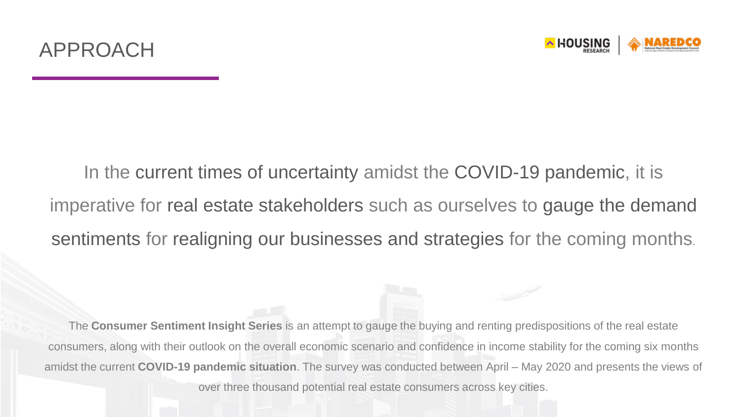# APPROACH

In the current times of uncertainty amidst the COVID-19 pandemic, it is imperative for real estate stakeholders such as ourselves to gauge the demand sentiments for realigning our businesses and strategies for the coming months.

The **Consumer Sentiment Insight Series** is an attempt to gauge the buying and renting predispositions of the real estate consumers, along with their outlook on the overall economic scenario and confidence in income stability for the coming six months amidst the current **COVID-19 pandemic situation**. The survey was conducted between April – May 2020 and presents the views of over three thousand potential real estate consumers across key cities.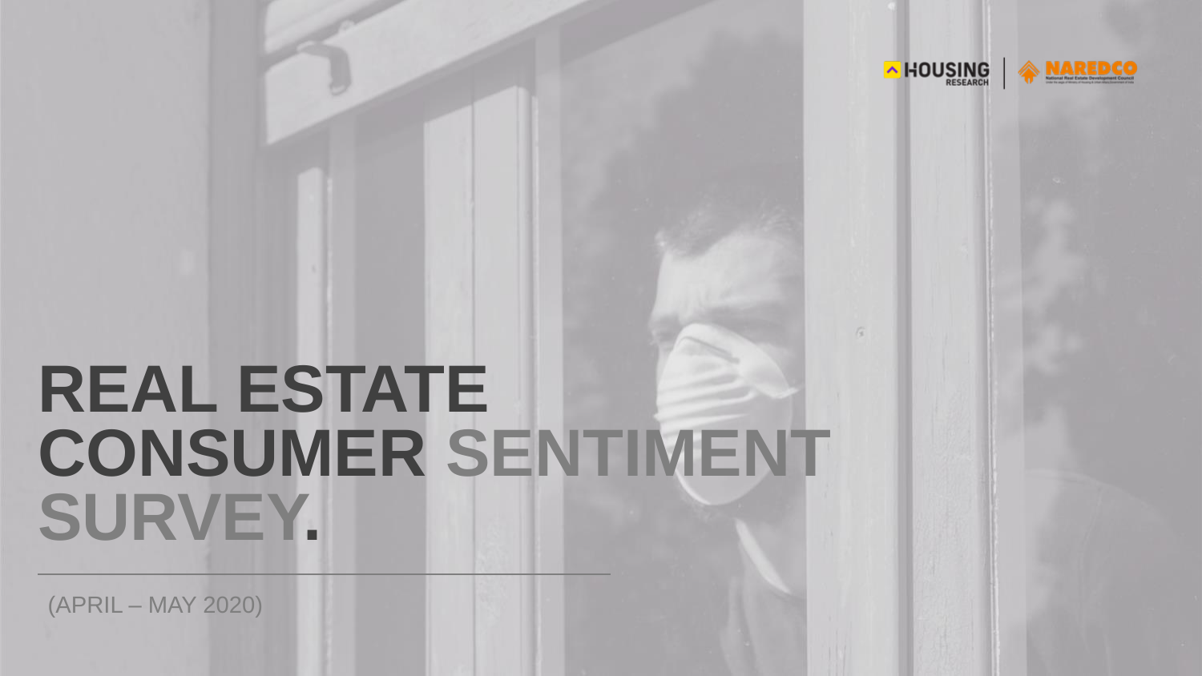# REAL ESTATE CONSUMER SENTIMENT SURVEY.

(APRIL – MAY 2020)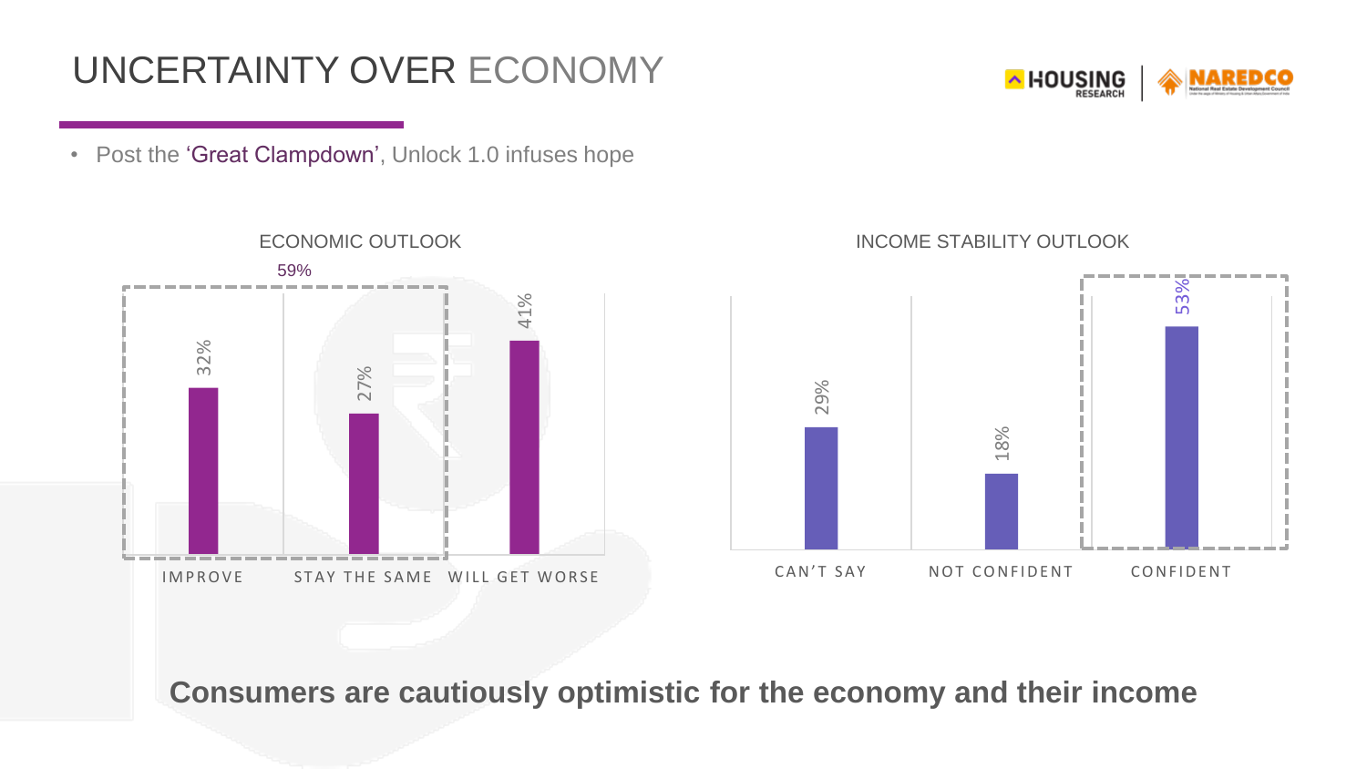# UNCERTAINTY OVER ECONOMY

- Post the 'Great Clampdown', Unlock 1.0 infuses hope

**ECONOMIC OUTLOOK**

| Response | Share |
|---|---|
| IMPROVE | 32% |
| STAY THE SAME | 27% |
| WILL GET WORSE | 41% |

59% (Improve + Stay the same)

**INCOME STABILITY OUTLOOK**

| Response | Share |
|---|---|
| CAN'T SAY | 29% |
| NOT CONFIDENT | 18% |
| CONFIDENT | 53% |

**Consumers are cautiously optimistic for the economy and their income**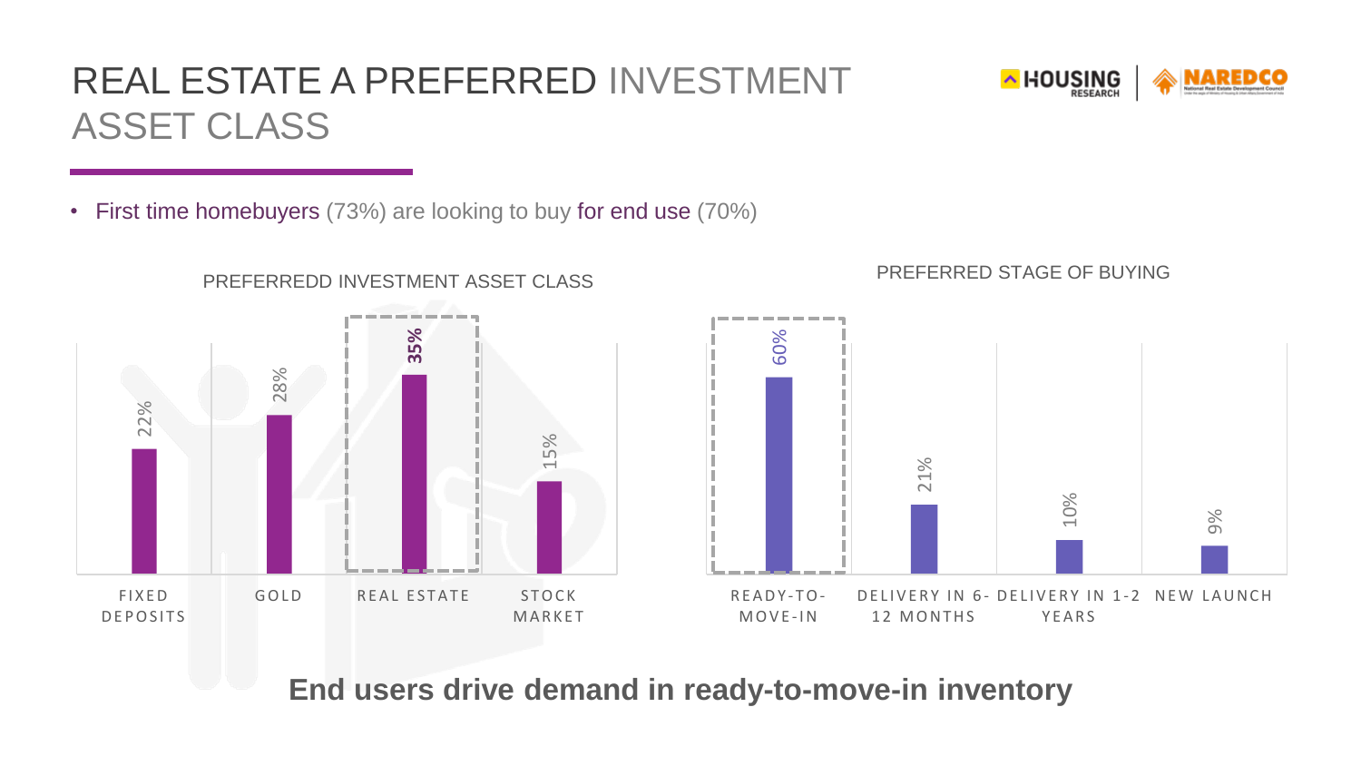# REAL ESTATE A PREFERRED INVESTMENT ASSET CLASS

- First time homebuyers (73%) are looking to buy for end use (70%)

**PREFERREDD INVESTMENT ASSET CLASS**

| Asset Class | Share |
|---|---|
| FIXED DEPOSITS | 22% |
| GOLD | 28% |
| REAL ESTATE | 35% |
| STOCK MARKET | 15% |

**PREFERRED STAGE OF BUYING**

| Stage | Share |
|---|---|
| READY-TO-MOVE-IN | 60% |
| DELIVERY IN 6-12 MONTHS | 21% |
| DELIVERY IN 1-2 YEARS | 10% |
| NEW LAUNCH | 9% |

**End users drive demand in ready-to-move-in inventory**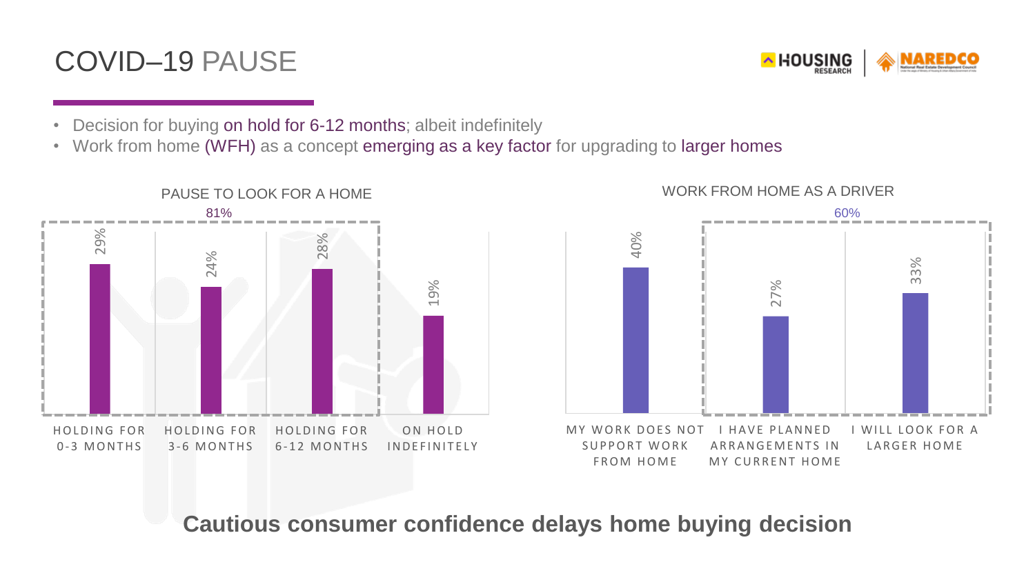# COVID–19 PAUSE

- Decision for buying on hold for 6-12 months; albeit indefinitely
- Work from home (WFH) as a concept emerging as a key factor for upgrading to larger homes

## PAUSE TO LOOK FOR A HOME

81%

| Category | Share |
|---|---|
| HOLDING FOR 0-3 MONTHS | 29% |
| HOLDING FOR 3-6 MONTHS | 24% |
| HOLDING FOR 6-12 MONTHS | 28% |
| ON HOLD INDEFINITELY | 19% |

## WORK FROM HOME AS A DRIVER

60%

| Category | Share |
|---|---|
| MY WORK DOES NOT SUPPORT WORK FROM HOME | 40% |
| I HAVE PLANNED ARRANGEMENTS IN MY CURRENT HOME | 27% |
| I WILL LOOK FOR A LARGER HOME | 33% |

**Cautious consumer confidence delays home buying decision**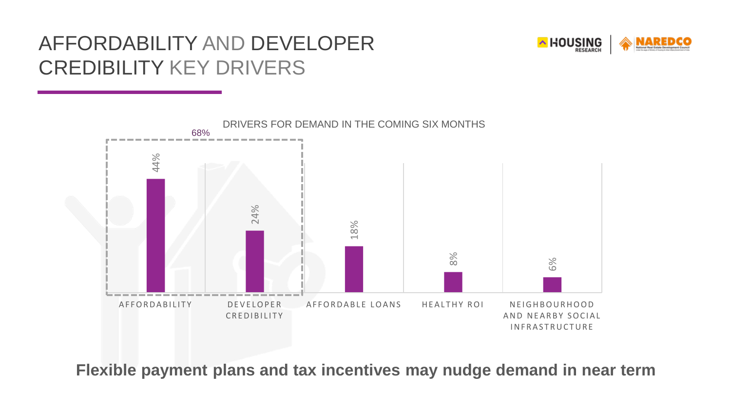# AFFORDABILITY AND DEVELOPER CREDIBILITY KEY DRIVERS

DRIVERS FOR DEMAND IN THE COMING SIX MONTHS

68%

| Driver | Share |
|---|---|
| AFFORDABILITY | 44% |
| DEVELOPER CREDIBILITY | 24% |
| AFFORDABLE LOANS | 18% |
| HEALTHY ROI | 8% |
| NEIGHBOURHOOD AND NEARBY SOCIAL INFRASTRUCTURE | 6% |

**Flexible payment plans and tax incentives may nudge demand in near term**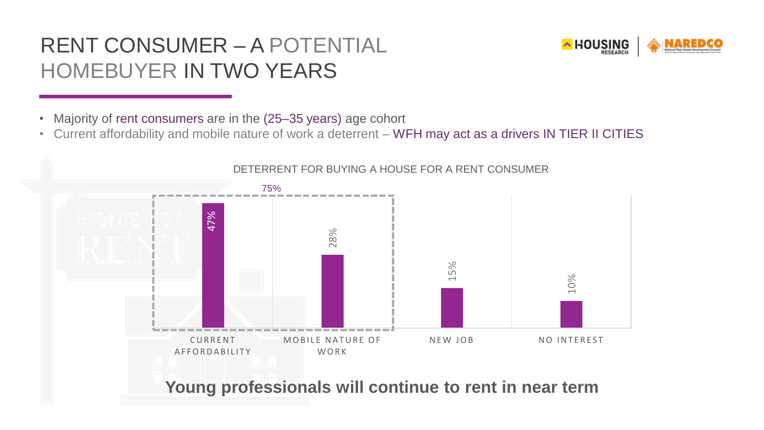# RENT CONSUMER – A POTENTIAL HOMEBUYER IN TWO YEARS

- Majority of rent consumers are in the (25–35 years) age cohort
- Current affordability and mobile nature of work a deterrent – WFH may act as a drivers IN TIER II CITIES

**DETERRENT FOR BUYING A HOUSE FOR A RENT CONSUMER**

| Deterrent | Share |
|---|---|
| CURRENT AFFORDABILITY | 47% |
| MOBILE NATURE OF WORK | 28% |
| NEW JOB | 15% |
| NO INTEREST | 10% |

Current affordability + Mobile nature of work: 75%

**Young professionals will continue to rent in near term**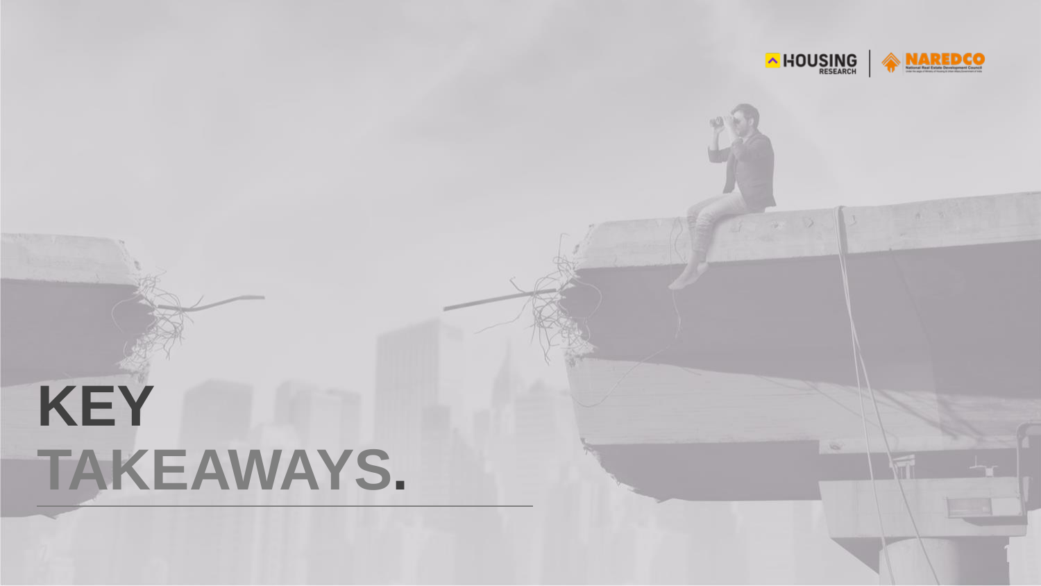# KEY TAKEAWAYS.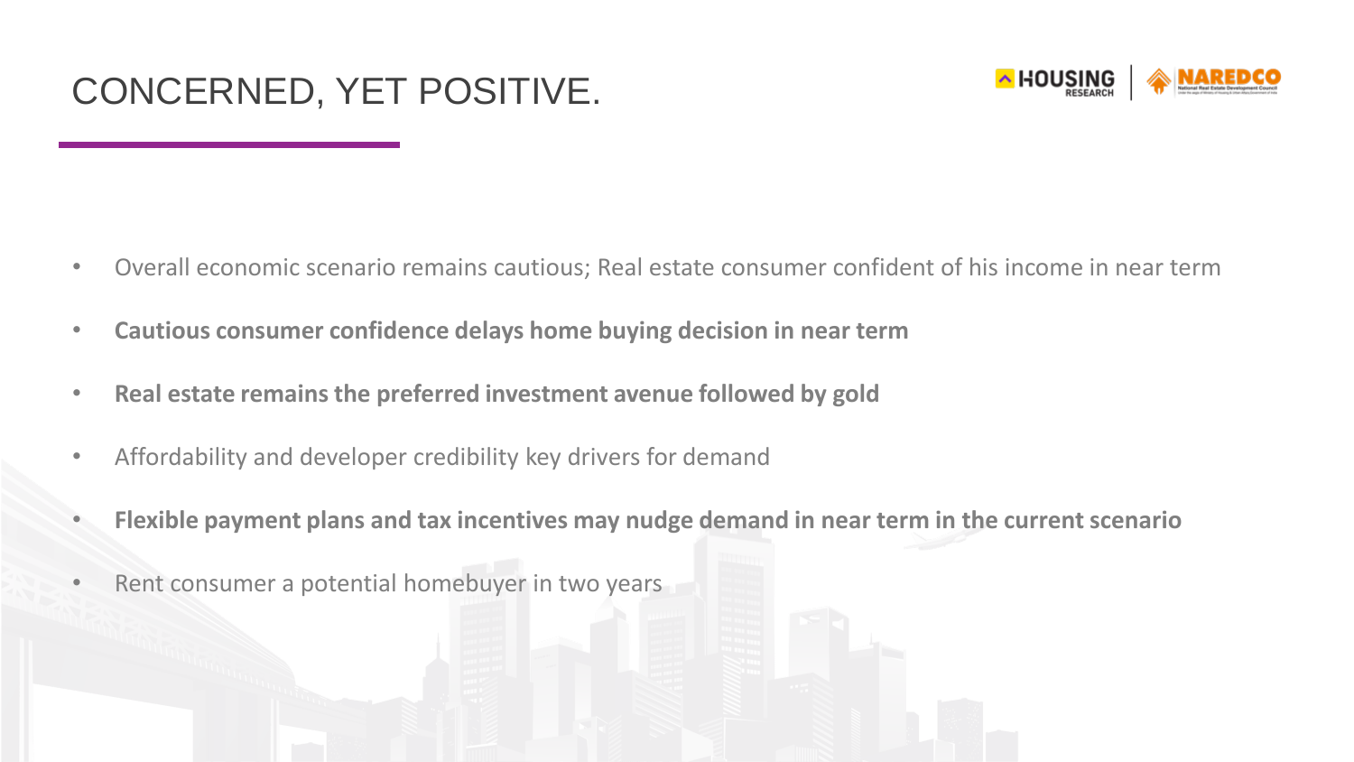# CONCERNED, YET POSITIVE.

- Overall economic scenario remains cautious; Real estate consumer confident of his income in near term
- **Cautious consumer confidence delays home buying decision in near term**
- **Real estate remains the preferred investment avenue followed by gold**
- Affordability and developer credibility key drivers for demand
- **Flexible payment plans and tax incentives may nudge demand in near term in the current scenario**
- Rent consumer a potential homebuyer in two years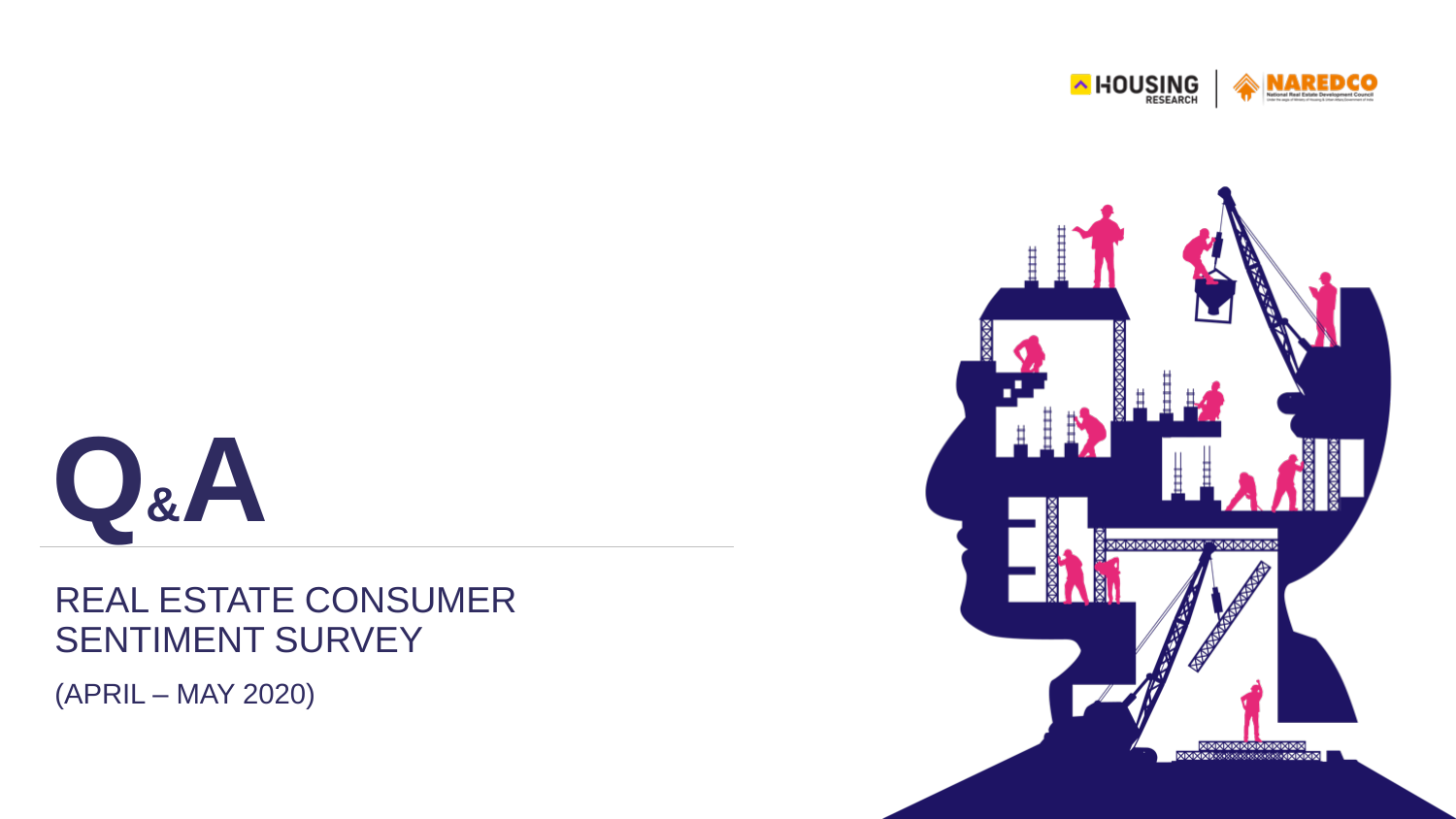# Q&A

## REAL ESTATE CONSUMER SENTIMENT SURVEY

(APRIL – MAY 2020)